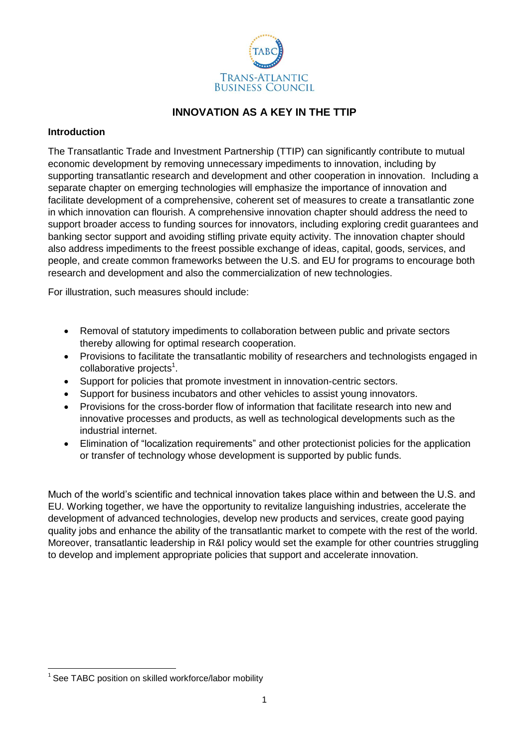TABC

TRANS-ATLANTIC BUSINESS COUNCIL

# INNOVATION AS A KEY IN THE TTIP

## Introduction

The Transatlantic Trade and Investment Partnership (TTIP) can significantly contribute to mutual economic development by removing unnecessary impediments to innovation, including by supporting transatlantic research and development and other cooperation in innovation. Including a separate chapter on emerging technologies will emphasize the importance of innovation and facilitate development of a comprehensive, coherent set of measures to create a transatlantic zone in which innovation can flourish. A comprehensive innovation chapter should address the need to support broader access to funding sources for innovators, including exploring credit guarantees and banking sector support and avoiding stifling private equity activity. The innovation chapter should also address impediments to the freest possible exchange of ideas, capital, goods, services, and people, and create common frameworks between the U.S. and EU for programs to encourage both research and development and also the commercialization of new technologies.

For illustration, such measures should include:

- Removal of statutory impediments to collaboration between public and private sectors thereby allowing for optimal research cooperation.
- Provisions to facilitate the transatlantic mobility of researchers and technologists engaged in collaborative projects[1].
- Support for policies that promote investment in innovation-centric sectors.
- Support for business incubators and other vehicles to assist young innovators.
- Provisions for the cross-border flow of information that facilitate research into new and innovative processes and products, as well as technological developments such as the industrial internet.
- Elimination of "localization requirements" and other protectionist policies for the application or transfer of technology whose development is supported by public funds.

Much of the world's scientific and technical innovation takes place within and between the U.S. and EU. Working together, we have the opportunity to revitalize languishing industries, accelerate the development of advanced technologies, develop new products and services, create good paying quality jobs and enhance the ability of the transatlantic market to compete with the rest of the world. Moreover, transatlantic leadership in R&I policy would set the example for other countries struggling to develop and implement appropriate policies that support and accelerate innovation.

---

[1] See TABC position on skilled workforce/labor mobility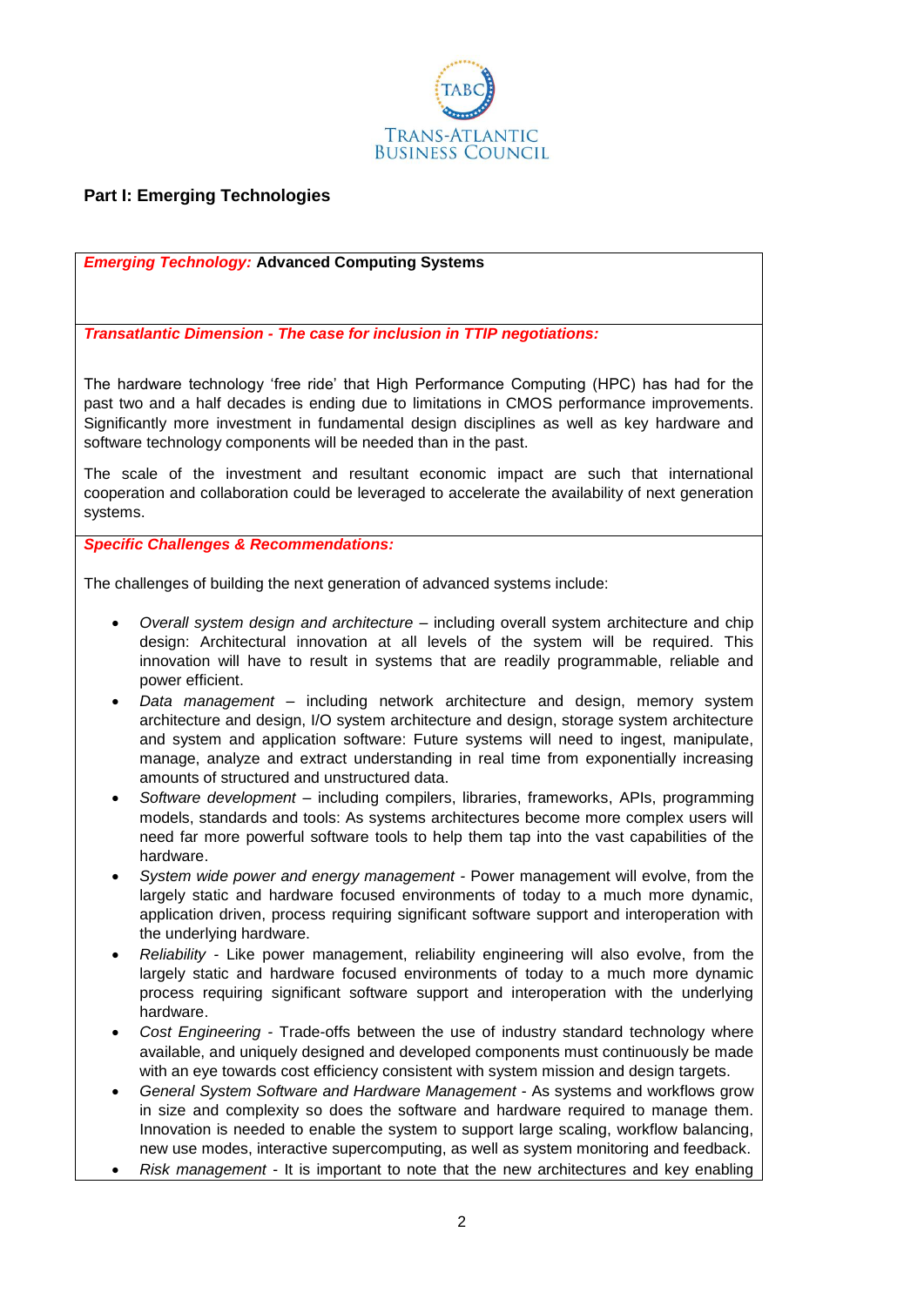## Part I: Emerging Technologies

***Emerging Technology:*** **Advanced Computing Systems**

***Transatlantic Dimension - The case for inclusion in TTIP negotiations:***

The hardware technology 'free ride' that High Performance Computing (HPC) has had for the past two and a half decades is ending due to limitations in CMOS performance improvements. Significantly more investment in fundamental design disciplines as well as key hardware and software technology components will be needed than in the past.

The scale of the investment and resultant economic impact are such that international cooperation and collaboration could be leveraged to accelerate the availability of next generation systems.

***Specific Challenges & Recommendations:***

The challenges of building the next generation of advanced systems include:

- *Overall system design and architecture* – including overall system architecture and chip design: Architectural innovation at all levels of the system will be required. This innovation will have to result in systems that are readily programmable, reliable and power efficient.
- *Data management* – including network architecture and design, memory system architecture and design, I/O system architecture and design, storage system architecture and system and application software: Future systems will need to ingest, manipulate, manage, analyze and extract understanding in real time from exponentially increasing amounts of structured and unstructured data.
- *Software development* – including compilers, libraries, frameworks, APIs, programming models, standards and tools: As systems architectures become more complex users will need far more powerful software tools to help them tap into the vast capabilities of the hardware.
- *System wide power and energy management* - Power management will evolve, from the largely static and hardware focused environments of today to a much more dynamic, application driven, process requiring significant software support and interoperation with the underlying hardware.
- *Reliability* - Like power management, reliability engineering will also evolve, from the largely static and hardware focused environments of today to a much more dynamic process requiring significant software support and interoperation with the underlying hardware.
- *Cost Engineering* - Trade-offs between the use of industry standard technology where available, and uniquely designed and developed components must continuously be made with an eye towards cost efficiency consistent with system mission and design targets.
- *General System Software and Hardware Management* - As systems and workflows grow in size and complexity so does the software and hardware required to manage them. Innovation is needed to enable the system to support large scaling, workflow balancing, new use modes, interactive supercomputing, as well as system monitoring and feedback.
- *Risk management* - It is important to note that the new architectures and key enabling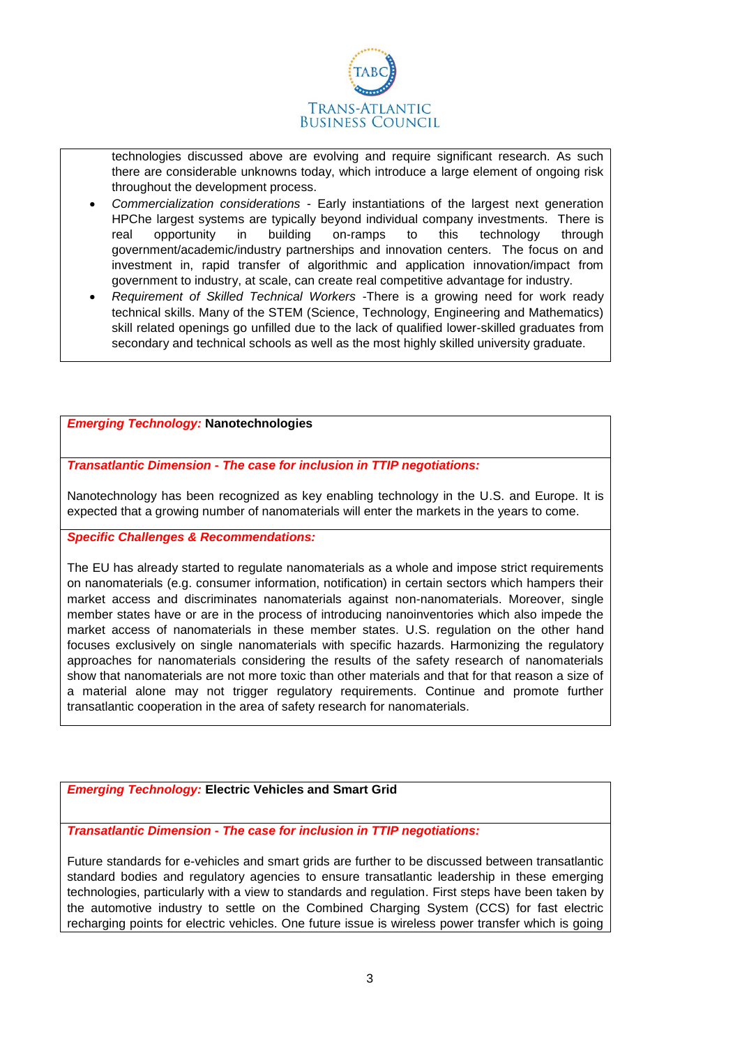technologies discussed above are evolving and require significant research. As such there are considerable unknowns today, which introduce a large element of ongoing risk throughout the development process.

- *Commercialization considerations* - Early instantiations of the largest next generation HPChe largest systems are typically beyond individual company investments. There is real opportunity in building on-ramps to this technology through government/academic/industry partnerships and innovation centers. The focus on and investment in, rapid transfer of algorithmic and application innovation/impact from government to industry, at scale, can create real competitive advantage for industry.
- *Requirement of Skilled Technical Workers* -There is a growing need for work ready technical skills. Many of the STEM (Science, Technology, Engineering and Mathematics) skill related openings go unfilled due to the lack of qualified lower-skilled graduates from secondary and technical schools as well as the most highly skilled university graduate.

***Emerging Technology:*** **Nanotechnologies**

***Transatlantic Dimension - The case for inclusion in TTIP negotiations:***

Nanotechnology has been recognized as key enabling technology in the U.S. and Europe. It is expected that a growing number of nanomaterials will enter the markets in the years to come.

***Specific Challenges & Recommendations:***

The EU has already started to regulate nanomaterials as a whole and impose strict requirements on nanomaterials (e.g. consumer information, notification) in certain sectors which hampers their market access and discriminates nanomaterials against non-nanomaterials. Moreover, single member states have or are in the process of introducing nanoinventories which also impede the market access of nanomaterials in these member states. U.S. regulation on the other hand focuses exclusively on single nanomaterials with specific hazards. Harmonizing the regulatory approaches for nanomaterials considering the results of the safety research of nanomaterials show that nanomaterials are not more toxic than other materials and that for that reason a size of a material alone may not trigger regulatory requirements. Continue and promote further transatlantic cooperation in the area of safety research for nanomaterials.

***Emerging Technology:*** **Electric Vehicles and Smart Grid**

***Transatlantic Dimension - The case for inclusion in TTIP negotiations:***

Future standards for e-vehicles and smart grids are further to be discussed between transatlantic standard bodies and regulatory agencies to ensure transatlantic leadership in these emerging technologies, particularly with a view to standards and regulation. First steps have been taken by the automotive industry to settle on the Combined Charging System (CCS) for fast electric recharging points for electric vehicles. One future issue is wireless power transfer which is going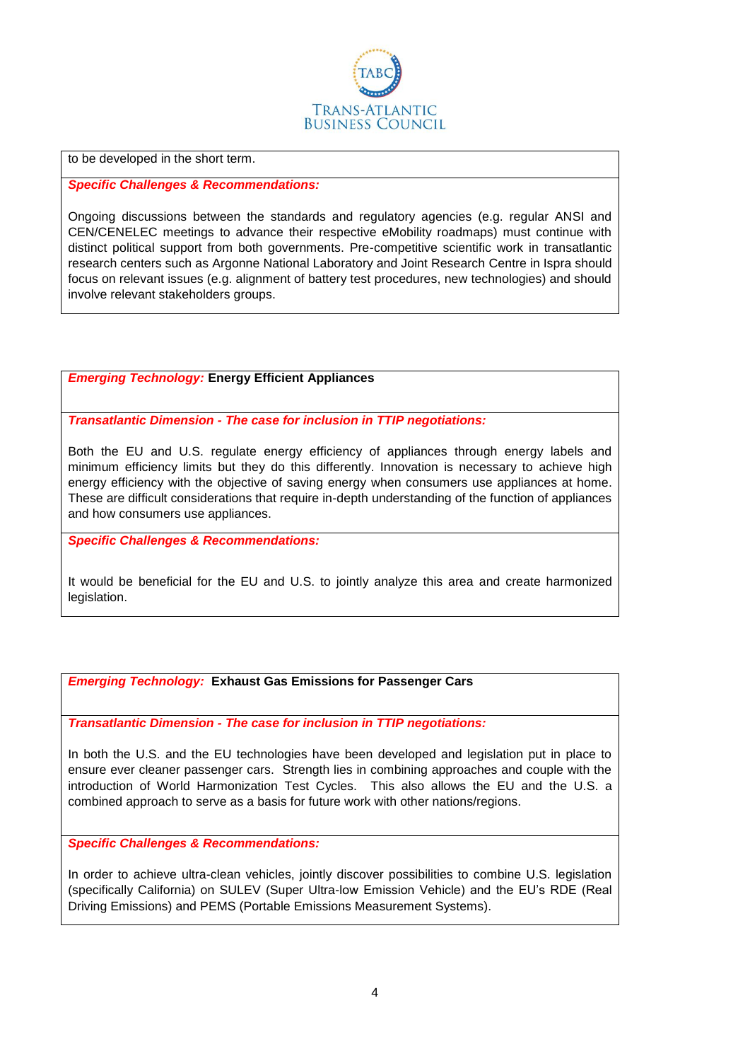to be developed in the short term.

***Specific Challenges & Recommendations:***

Ongoing discussions between the standards and regulatory agencies (e.g. regular ANSI and CEN/CENELEC meetings to advance their respective eMobility roadmaps) must continue with distinct political support from both governments. Pre-competitive scientific work in transatlantic research centers such as Argonne National Laboratory and Joint Research Centre in Ispra should focus on relevant issues (e.g. alignment of battery test procedures, new technologies) and should involve relevant stakeholders groups.

***Emerging Technology:*** **Energy Efficient Appliances**

***Transatlantic Dimension - The case for inclusion in TTIP negotiations:***

Both the EU and U.S. regulate energy efficiency of appliances through energy labels and minimum efficiency limits but they do this differently. Innovation is necessary to achieve high energy efficiency with the objective of saving energy when consumers use appliances at home. These are difficult considerations that require in-depth understanding of the function of appliances and how consumers use appliances.

***Specific Challenges & Recommendations:***

It would be beneficial for the EU and U.S. to jointly analyze this area and create harmonized legislation.

***Emerging Technology:*** **Exhaust Gas Emissions for Passenger Cars**

***Transatlantic Dimension - The case for inclusion in TTIP negotiations:***

In both the U.S. and the EU technologies have been developed and legislation put in place to ensure ever cleaner passenger cars. Strength lies in combining approaches and couple with the introduction of World Harmonization Test Cycles. This also allows the EU and the U.S. a combined approach to serve as a basis for future work with other nations/regions.

***Specific Challenges & Recommendations:***

In order to achieve ultra-clean vehicles, jointly discover possibilities to combine U.S. legislation (specifically California) on SULEV (Super Ultra-low Emission Vehicle) and the EU's RDE (Real Driving Emissions) and PEMS (Portable Emissions Measurement Systems).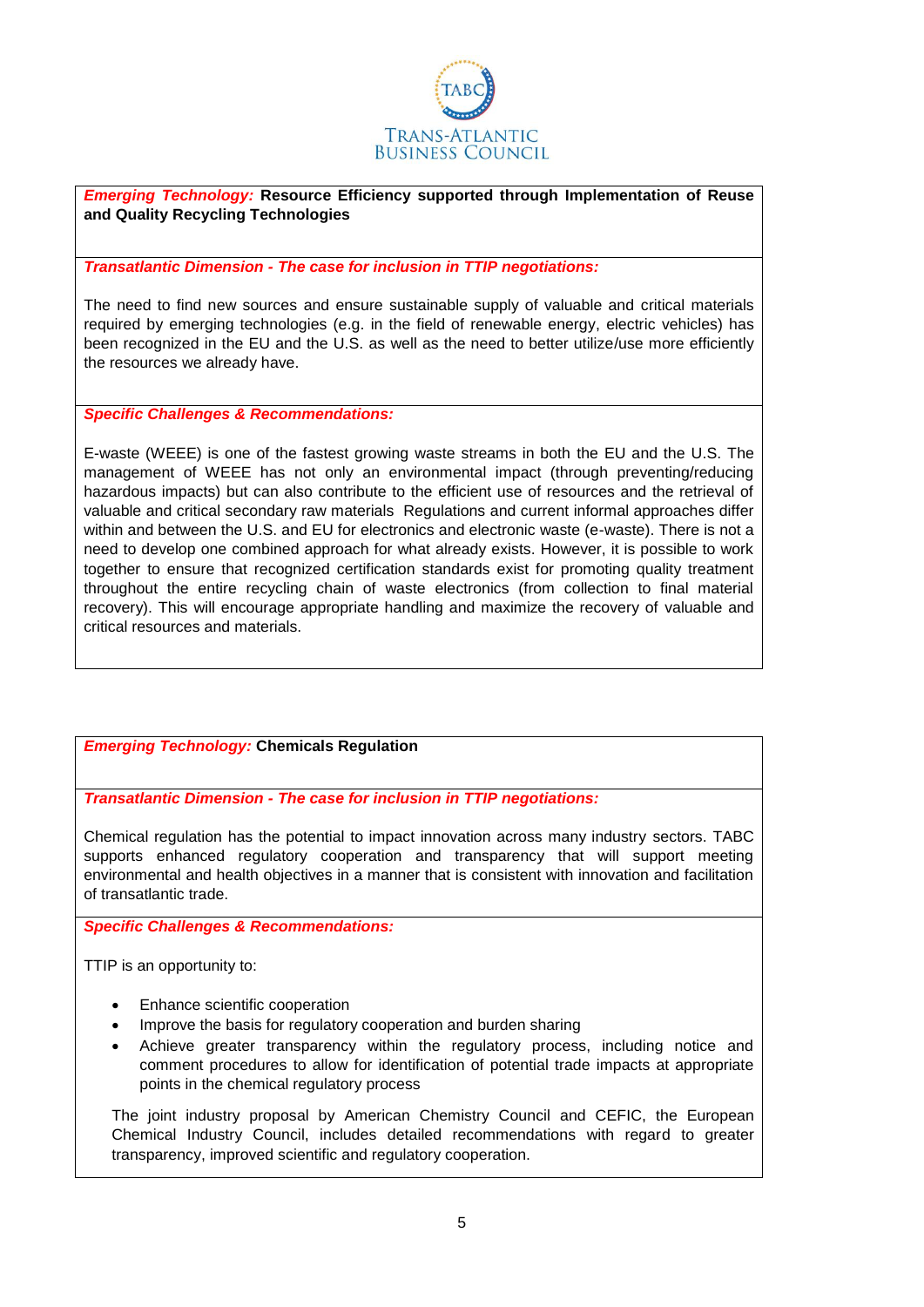**Emerging Technology:** **Resource Efficiency supported through Implementation of Reuse and Quality Recycling Technologies**

***Transatlantic Dimension - The case for inclusion in TTIP negotiations:***

The need to find new sources and ensure sustainable supply of valuable and critical materials required by emerging technologies (e.g. in the field of renewable energy, electric vehicles) has been recognized in the EU and the U.S. as well as the need to better utilize/use more efficiently the resources we already have.

***Specific Challenges & Recommendations:***

E-waste (WEEE) is one of the fastest growing waste streams in both the EU and the U.S. The management of WEEE has not only an environmental impact (through preventing/reducing hazardous impacts) but can also contribute to the efficient use of resources and the retrieval of valuable and critical secondary raw materials Regulations and current informal approaches differ within and between the U.S. and EU for electronics and electronic waste (e-waste). There is not a need to develop one combined approach for what already exists. However, it is possible to work together to ensure that recognized certification standards exist for promoting quality treatment throughout the entire recycling chain of waste electronics (from collection to final material recovery). This will encourage appropriate handling and maximize the recovery of valuable and critical resources and materials.

**Emerging Technology:** **Chemicals Regulation**

***Transatlantic Dimension - The case for inclusion in TTIP negotiations:***

Chemical regulation has the potential to impact innovation across many industry sectors. TABC supports enhanced regulatory cooperation and transparency that will support meeting environmental and health objectives in a manner that is consistent with innovation and facilitation of transatlantic trade.

***Specific Challenges & Recommendations:***

TTIP is an opportunity to:

- Enhance scientific cooperation
- Improve the basis for regulatory cooperation and burden sharing
- Achieve greater transparency within the regulatory process, including notice and comment procedures to allow for identification of potential trade impacts at appropriate points in the chemical regulatory process

The joint industry proposal by American Chemistry Council and CEFIC, the European Chemical Industry Council, includes detailed recommendations with regard to greater transparency, improved scientific and regulatory cooperation.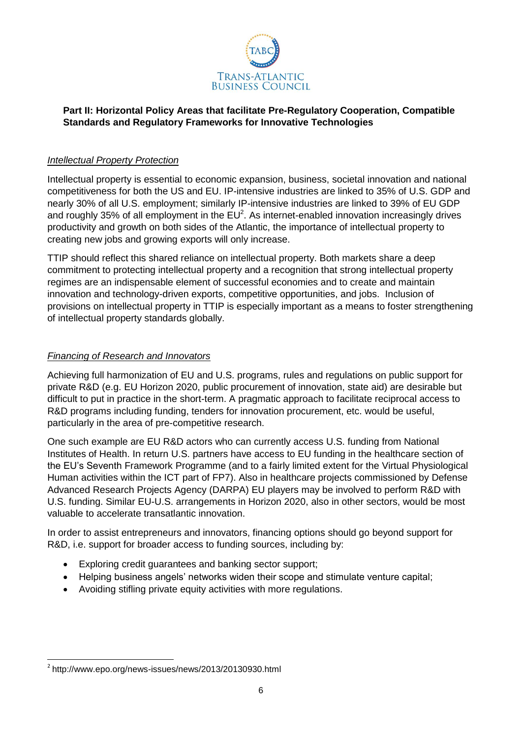**Part II: Horizontal Policy Areas that facilitate Pre-Regulatory Cooperation, Compatible Standards and Regulatory Frameworks for Innovative Technologies**

*Intellectual Property Protection*

Intellectual property is essential to economic expansion, business, societal innovation and national competitiveness for both the US and EU. IP-intensive industries are linked to 35% of U.S. GDP and nearly 30% of all U.S. employment; similarly IP-intensive industries are linked to 39% of EU GDP and roughly 35% of all employment in the EU[2]. As internet-enabled innovation increasingly drives productivity and growth on both sides of the Atlantic, the importance of intellectual property to creating new jobs and growing exports will only increase.

TTIP should reflect this shared reliance on intellectual property. Both markets share a deep commitment to protecting intellectual property and a recognition that strong intellectual property regimes are an indispensable element of successful economies and to create and maintain innovation and technology-driven exports, competitive opportunities, and jobs. Inclusion of provisions on intellectual property in TTIP is especially important as a means to foster strengthening of intellectual property standards globally.

*Financing of Research and Innovators*

Achieving full harmonization of EU and U.S. programs, rules and regulations on public support for private R&D (e.g. EU Horizon 2020, public procurement of innovation, state aid) are desirable but difficult to put in practice in the short-term. A pragmatic approach to facilitate reciprocal access to R&D programs including funding, tenders for innovation procurement, etc. would be useful, particularly in the area of pre-competitive research.

One such example are EU R&D actors who can currently access U.S. funding from National Institutes of Health. In return U.S. partners have access to EU funding in the healthcare section of the EU's Seventh Framework Programme (and to a fairly limited extent for the Virtual Physiological Human activities within the ICT part of FP7). Also in healthcare projects commissioned by Defense Advanced Research Projects Agency (DARPA) EU players may be involved to perform R&D with U.S. funding. Similar EU-U.S. arrangements in Horizon 2020, also in other sectors, would be most valuable to accelerate transatlantic innovation.

In order to assist entrepreneurs and innovators, financing options should go beyond support for R&D, i.e. support for broader access to funding sources, including by:

- Exploring credit guarantees and banking sector support;
- Helping business angels' networks widen their scope and stimulate venture capital;
- Avoiding stifling private equity activities with more regulations.

[2] http://www.epo.org/news-issues/news/2013/20130930.html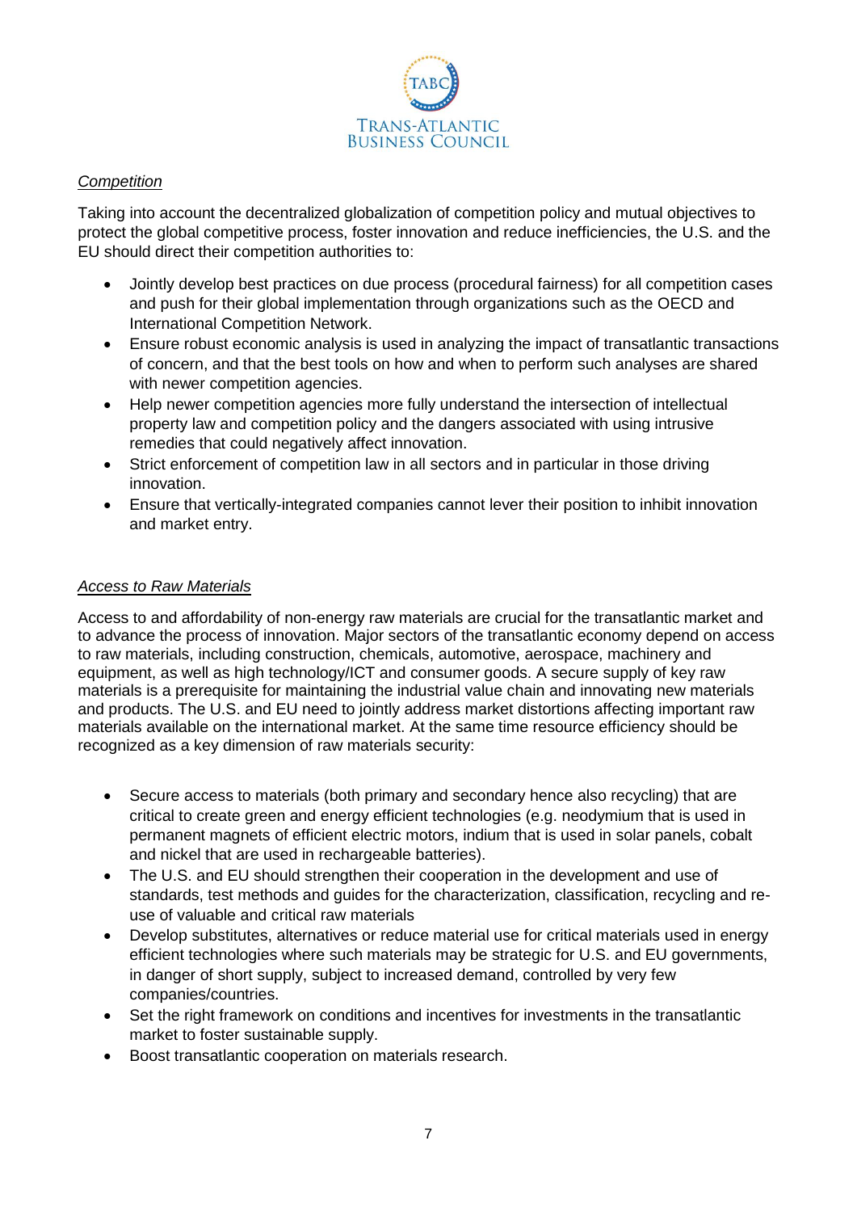*Competition*

Taking into account the decentralized globalization of competition policy and mutual objectives to protect the global competitive process, foster innovation and reduce inefficiencies, the U.S. and the EU should direct their competition authorities to:

- Jointly develop best practices on due process (procedural fairness) for all competition cases and push for their global implementation through organizations such as the OECD and International Competition Network.
- Ensure robust economic analysis is used in analyzing the impact of transatlantic transactions of concern, and that the best tools on how and when to perform such analyses are shared with newer competition agencies.
- Help newer competition agencies more fully understand the intersection of intellectual property law and competition policy and the dangers associated with using intrusive remedies that could negatively affect innovation.
- Strict enforcement of competition law in all sectors and in particular in those driving innovation.
- Ensure that vertically-integrated companies cannot lever their position to inhibit innovation and market entry.

*Access to Raw Materials*

Access to and affordability of non-energy raw materials are crucial for the transatlantic market and to advance the process of innovation. Major sectors of the transatlantic economy depend on access to raw materials, including construction, chemicals, automotive, aerospace, machinery and equipment, as well as high technology/ICT and consumer goods. A secure supply of key raw materials is a prerequisite for maintaining the industrial value chain and innovating new materials and products. The U.S. and EU need to jointly address market distortions affecting important raw materials available on the international market. At the same time resource efficiency should be recognized as a key dimension of raw materials security:

- Secure access to materials (both primary and secondary hence also recycling) that are critical to create green and energy efficient technologies (e.g. neodymium that is used in permanent magnets of efficient electric motors, indium that is used in solar panels, cobalt and nickel that are used in rechargeable batteries).
- The U.S. and EU should strengthen their cooperation in the development and use of standards, test methods and guides for the characterization, classification, recycling and re-use of valuable and critical raw materials
- Develop substitutes, alternatives or reduce material use for critical materials used in energy efficient technologies where such materials may be strategic for U.S. and EU governments, in danger of short supply, subject to increased demand, controlled by very few companies/countries.
- Set the right framework on conditions and incentives for investments in the transatlantic market to foster sustainable supply.
- Boost transatlantic cooperation on materials research.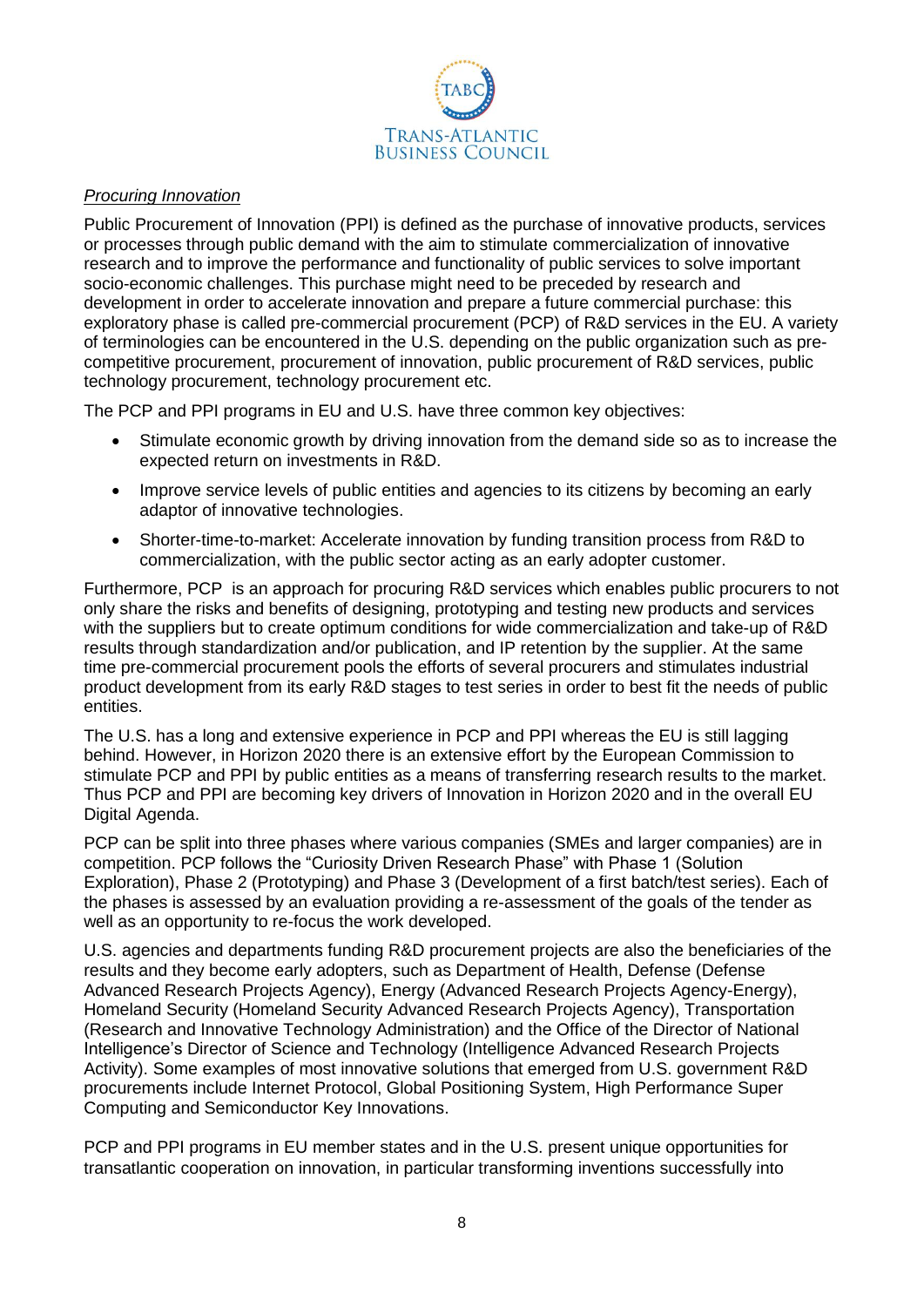*Procuring Innovation*

Public Procurement of Innovation (PPI) is defined as the purchase of innovative products, services or processes through public demand with the aim to stimulate commercialization of innovative research and to improve the performance and functionality of public services to solve important socio-economic challenges. This purchase might need to be preceded by research and development in order to accelerate innovation and prepare a future commercial purchase: this exploratory phase is called pre-commercial procurement (PCP) of R&D services in the EU. A variety of terminologies can be encountered in the U.S. depending on the public organization such as pre-competitive procurement, procurement of innovation, public procurement of R&D services, public technology procurement, technology procurement etc.

The PCP and PPI programs in EU and U.S. have three common key objectives:

- Stimulate economic growth by driving innovation from the demand side so as to increase the expected return on investments in R&D.
- Improve service levels of public entities and agencies to its citizens by becoming an early adaptor of innovative technologies.
- Shorter-time-to-market: Accelerate innovation by funding transition process from R&D to commercialization, with the public sector acting as an early adopter customer.

Furthermore, PCP is an approach for procuring R&D services which enables public procurers to not only share the risks and benefits of designing, prototyping and testing new products and services with the suppliers but to create optimum conditions for wide commercialization and take-up of R&D results through standardization and/or publication, and IP retention by the supplier. At the same time pre-commercial procurement pools the efforts of several procurers and stimulates industrial product development from its early R&D stages to test series in order to best fit the needs of public entities.

The U.S. has a long and extensive experience in PCP and PPI whereas the EU is still lagging behind. However, in Horizon 2020 there is an extensive effort by the European Commission to stimulate PCP and PPI by public entities as a means of transferring research results to the market. Thus PCP and PPI are becoming key drivers of Innovation in Horizon 2020 and in the overall EU Digital Agenda.

PCP can be split into three phases where various companies (SMEs and larger companies) are in competition. PCP follows the "Curiosity Driven Research Phase" with Phase 1 (Solution Exploration), Phase 2 (Prototyping) and Phase 3 (Development of a first batch/test series). Each of the phases is assessed by an evaluation providing a re-assessment of the goals of the tender as well as an opportunity to re-focus the work developed.

U.S. agencies and departments funding R&D procurement projects are also the beneficiaries of the results and they become early adopters, such as Department of Health, Defense (Defense Advanced Research Projects Agency), Energy (Advanced Research Projects Agency-Energy), Homeland Security (Homeland Security Advanced Research Projects Agency), Transportation (Research and Innovative Technology Administration) and the Office of the Director of National Intelligence's Director of Science and Technology (Intelligence Advanced Research Projects Activity). Some examples of most innovative solutions that emerged from U.S. government R&D procurements include Internet Protocol, Global Positioning System, High Performance Super Computing and Semiconductor Key Innovations.

PCP and PPI programs in EU member states and in the U.S. present unique opportunities for transatlantic cooperation on innovation, in particular transforming inventions successfully into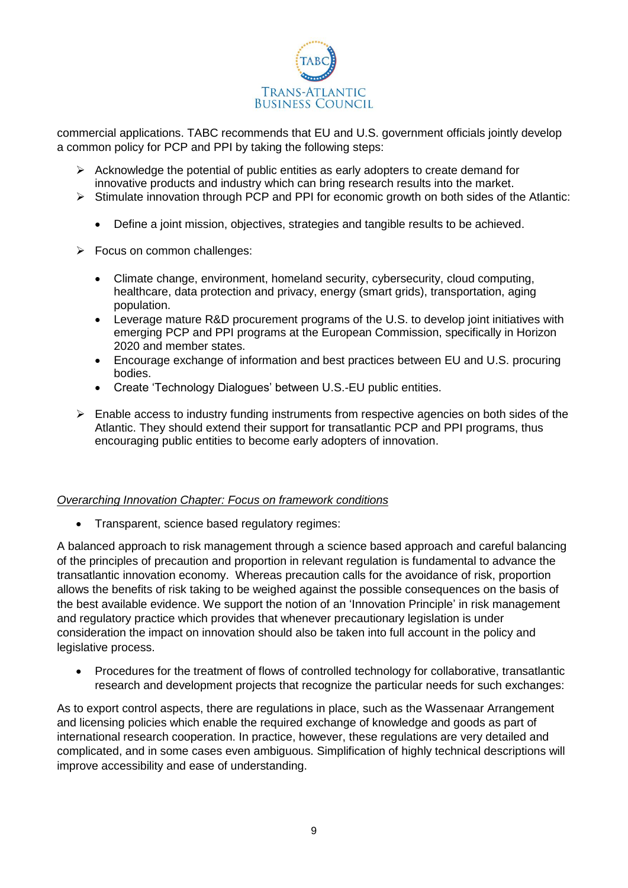commercial applications. TABC recommends that EU and U.S. government officials jointly develop a common policy for PCP and PPI by taking the following steps:

- Acknowledge the potential of public entities as early adopters to create demand for innovative products and industry which can bring research results into the market.
- Stimulate innovation through PCP and PPI for economic growth on both sides of the Atlantic:
  - Define a joint mission, objectives, strategies and tangible results to be achieved.
- Focus on common challenges:
  - Climate change, environment, homeland security, cybersecurity, cloud computing, healthcare, data protection and privacy, energy (smart grids), transportation, aging population.
  - Leverage mature R&D procurement programs of the U.S. to develop joint initiatives with emerging PCP and PPI programs at the European Commission, specifically in Horizon 2020 and member states.
  - Encourage exchange of information and best practices between EU and U.S. procuring bodies.
  - Create 'Technology Dialogues' between U.S.-EU public entities.
- Enable access to industry funding instruments from respective agencies on both sides of the Atlantic. They should extend their support for transatlantic PCP and PPI programs, thus encouraging public entities to become early adopters of innovation.

*Overarching Innovation Chapter: Focus on framework conditions*

- Transparent, science based regulatory regimes:

A balanced approach to risk management through a science based approach and careful balancing of the principles of precaution and proportion in relevant regulation is fundamental to advance the transatlantic innovation economy. Whereas precaution calls for the avoidance of risk, proportion allows the benefits of risk taking to be weighed against the possible consequences on the basis of the best available evidence. We support the notion of an 'Innovation Principle' in risk management and regulatory practice which provides that whenever precautionary legislation is under consideration the impact on innovation should also be taken into full account in the policy and legislative process.

- Procedures for the treatment of flows of controlled technology for collaborative, transatlantic research and development projects that recognize the particular needs for such exchanges:

As to export control aspects, there are regulations in place, such as the Wassenaar Arrangement and licensing policies which enable the required exchange of knowledge and goods as part of international research cooperation. In practice, however, these regulations are very detailed and complicated, and in some cases even ambiguous. Simplification of highly technical descriptions will improve accessibility and ease of understanding.